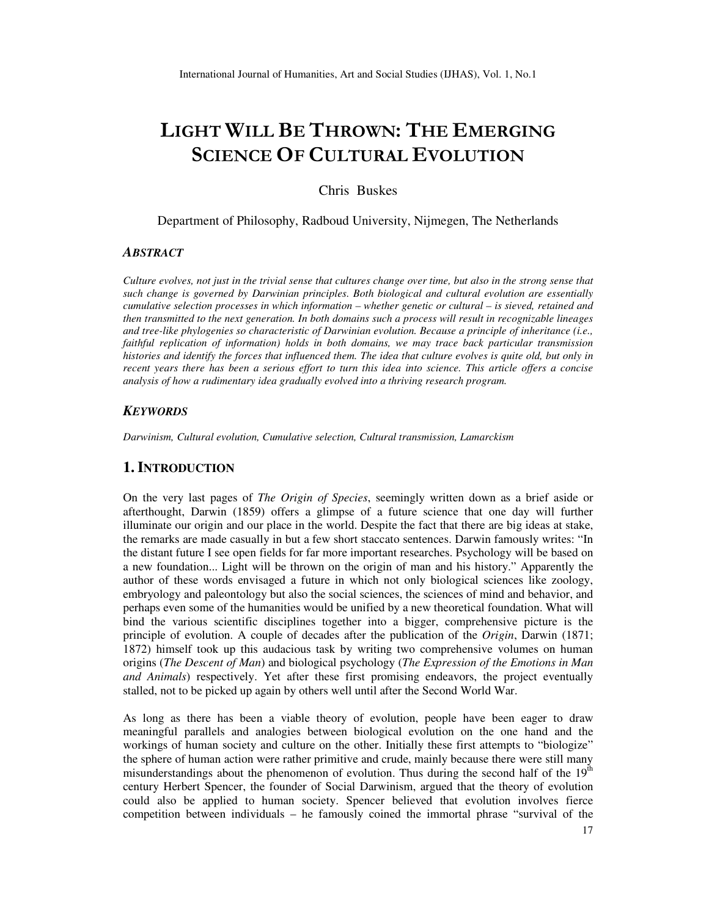# LIGHT WILL BE THROWN: THE EMERGING SCIENCE OF CULTURAL EVOLUTION

Chris Buskes

Department of Philosophy, Radboud University, Nijmegen, The Netherlands

## ABSTRACT

*Culture evolves, not just in the trivial sense that cultures change over time, but also in the strong sense that such change is governed by Darwinian principles. Both biological and cultural evolution are essentially cumulative selection processes in which information – whether genetic or cultural – is sieved, retained and then transmitted to the next generation. In both domains such a process will result in recognizable lineages and tree-like phylogenies so characteristic of Darwinian evolution. Because a principle of inheritance (i.e., faithful replication of information) holds in both domains, we may trace back particular transmission histories and identify the forces that influenced them. The idea that culture evolves is quite old, but only in recent years there has been a serious effort to turn this idea into science. This article offers a concise analysis of how a rudimentary idea gradually evolved into a thriving research program.*

## KEYWORDS

*Darwinism, Cultural evolution, Cumulative selection, Cultural transmission, Lamarckism*

## 1. INTRODUCTION

On the very last pages of *The Origin of Species*, seemingly written down as a brief aside or afterthought, Darwin (1859) offers a glimpse of a future science that one day will further illuminate our origin and our place in the world. Despite the fact that there are big ideas at stake, the remarks are made casually in but a few short staccato sentences. Darwin famously writes: "In the distant future I see open fields for far more important researches. Psychology will be based on a new foundation... Light will be thrown on the origin of man and his history." Apparently the author of these words envisaged a future in which not only biological sciences like zoology, embryology and paleontology but also the social sciences, the sciences of mind and behavior, and perhaps even some of the humanities would be unified by a new theoretical foundation. What will bind the various scientific disciplines together into a bigger, comprehensive picture is the principle of evolution. A couple of decades after the publication of the *Origin*, Darwin (1871; 1872) himself took up this audacious task by writing two comprehensive volumes on human origins (*The Descent of Man*) and biological psychology (*The Expression of the Emotions in Man and Animals*) respectively. Yet after these first promising endeavors, the project eventually stalled, not to be picked up again by others well until after the Second World War.

As long as there has been a viable theory of evolution, people have been eager to draw meaningful parallels and analogies between biological evolution on the one hand and the workings of human society and culture on the other. Initially these first attempts to "biologize" the sphere of human action were rather primitive and crude, mainly because there were still many misunderstandings about the phenomenon of evolution. Thus during the second half of the 19th century Herbert Spencer, the founder of Social Darwinism, argued that the theory of evolution could also be applied to human society. Spencer believed that evolution involves fierce competition between individuals – he famously coined the immortal phrase "survival of the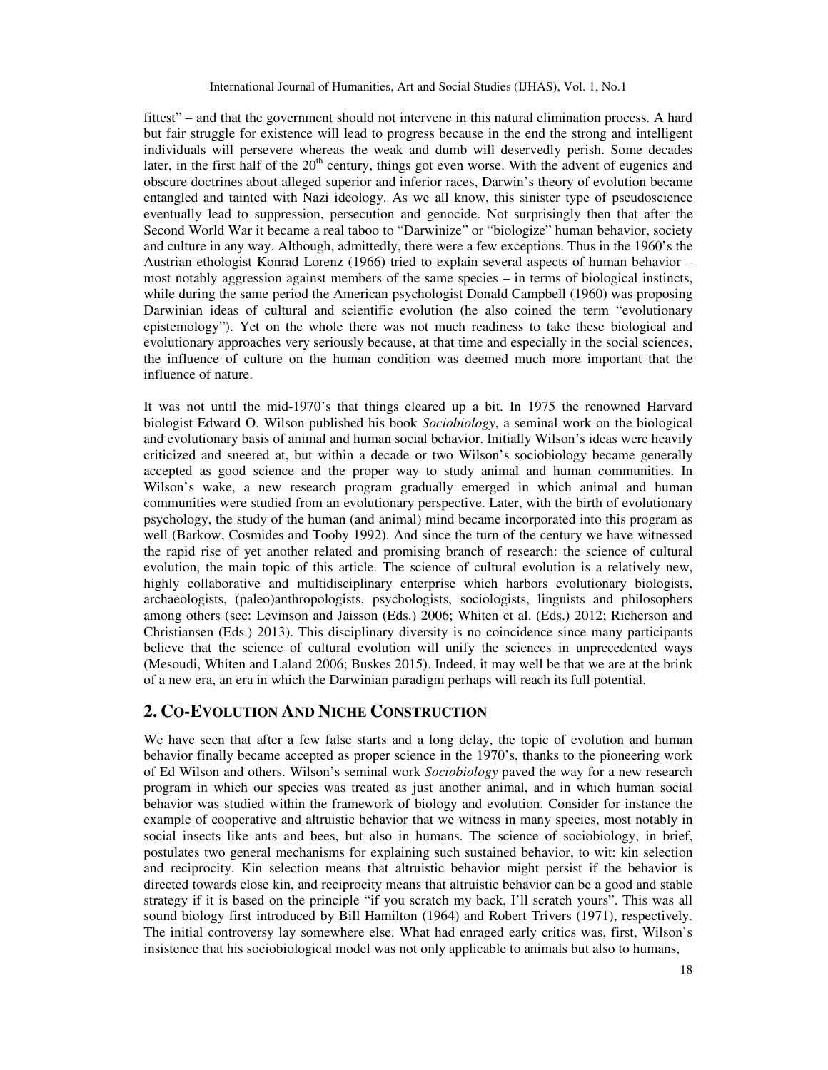fittest" – and that the government should not intervene in this natural elimination process. A hard but fair struggle for existence will lead to progress because in the end the strong and intelligent individuals will persevere whereas the weak and dumb will deservedly perish. Some decades later, in the first half of the 20th century, things got even worse. With the advent of eugenics and obscure doctrines about alleged superior and inferior races, Darwin's theory of evolution became entangled and tainted with Nazi ideology. As we all know, this sinister type of pseudoscience eventually lead to suppression, persecution and genocide. Not surprisingly then that after the Second World War it became a real taboo to "Darwinize" or "biologize" human behavior, society and culture in any way. Although, admittedly, there were a few exceptions. Thus in the 1960's the Austrian ethologist Konrad Lorenz (1966) tried to explain several aspects of human behavior – most notably aggression against members of the same species – in terms of biological instincts, while during the same period the American psychologist Donald Campbell (1960) was proposing Darwinian ideas of cultural and scientific evolution (he also coined the term "evolutionary epistemology"). Yet on the whole there was not much readiness to take these biological and evolutionary approaches very seriously because, at that time and especially in the social sciences, the influence of culture on the human condition was deemed much more important that the influence of nature.

It was not until the mid-1970's that things cleared up a bit. In 1975 the renowned Harvard biologist Edward O. Wilson published his book *Sociobiology*, a seminal work on the biological and evolutionary basis of animal and human social behavior. Initially Wilson's ideas were heavily criticized and sneered at, but within a decade or two Wilson's sociobiology became generally accepted as good science and the proper way to study animal and human communities. In Wilson's wake, a new research program gradually emerged in which animal and human communities were studied from an evolutionary perspective. Later, with the birth of evolutionary psychology, the study of the human (and animal) mind became incorporated into this program as well (Barkow, Cosmides and Tooby 1992). And since the turn of the century we have witnessed the rapid rise of yet another related and promising branch of research: the science of cultural evolution, the main topic of this article. The science of cultural evolution is a relatively new, highly collaborative and multidisciplinary enterprise which harbors evolutionary biologists, archaeologists, (paleo)anthropologists, psychologists, sociologists, linguists and philosophers among others (see: Levinson and Jaisson (Eds.) 2006; Whiten et al. (Eds.) 2012; Richerson and Christiansen (Eds.) 2013). This disciplinary diversity is no coincidence since many participants believe that the science of cultural evolution will unify the sciences in unprecedented ways (Mesoudi, Whiten and Laland 2006; Buskes 2015). Indeed, it may well be that we are at the brink of a new era, an era in which the Darwinian paradigm perhaps will reach its full potential.

## 2. Co-Evolution And Niche Construction

We have seen that after a few false starts and a long delay, the topic of evolution and human behavior finally became accepted as proper science in the 1970's, thanks to the pioneering work of Ed Wilson and others. Wilson's seminal work *Sociobiology* paved the way for a new research program in which our species was treated as just another animal, and in which human social behavior was studied within the framework of biology and evolution. Consider for instance the example of cooperative and altruistic behavior that we witness in many species, most notably in social insects like ants and bees, but also in humans. The science of sociobiology, in brief, postulates two general mechanisms for explaining such sustained behavior, to wit: kin selection and reciprocity. Kin selection means that altruistic behavior might persist if the behavior is directed towards close kin, and reciprocity means that altruistic behavior can be a good and stable strategy if it is based on the principle "if you scratch my back, I'll scratch yours". This was all sound biology first introduced by Bill Hamilton (1964) and Robert Trivers (1971), respectively. The initial controversy lay somewhere else. What had enraged early critics was, first, Wilson's insistence that his sociobiological model was not only applicable to animals but also to humans,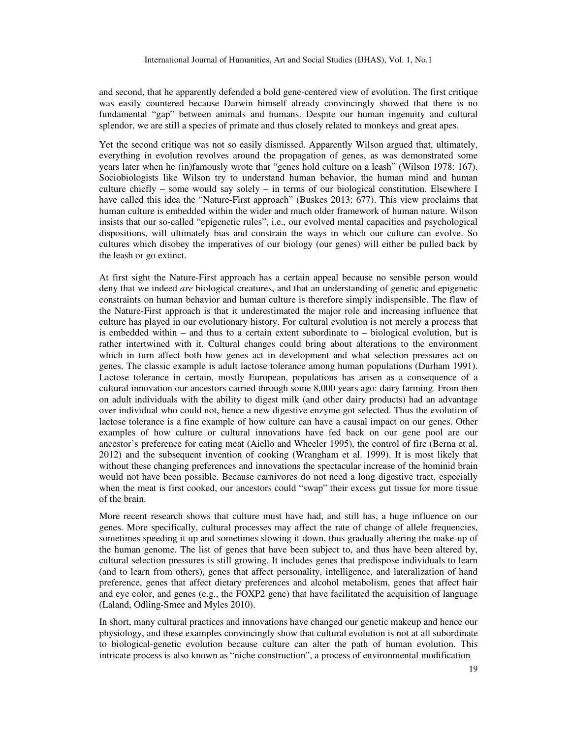and second, that he apparently defended a bold gene-centered view of evolution. The first critique was easily countered because Darwin himself already convincingly showed that there is no fundamental "gap" between animals and humans. Despite our human ingenuity and cultural splendor, we are still a species of primate and thus closely related to monkeys and great apes.

Yet the second critique was not so easily dismissed. Apparently Wilson argued that, ultimately, everything in evolution revolves around the propagation of genes, as was demonstrated some years later when he (in)famously wrote that "genes hold culture on a leash" (Wilson 1978: 167). Sociobiologists like Wilson try to understand human behavior, the human mind and human culture chiefly – some would say solely – in terms of our biological constitution. Elsewhere I have called this idea the "Nature-First approach" (Buskes 2013: 677). This view proclaims that human culture is embedded within the wider and much older framework of human nature. Wilson insists that our so-called "epigenetic rules", i.e., our evolved mental capacities and psychological dispositions, will ultimately bias and constrain the ways in which our culture can evolve. So cultures which disobey the imperatives of our biology (our genes) will either be pulled back by the leash or go extinct.

At first sight the Nature-First approach has a certain appeal because no sensible person would deny that we indeed *are* biological creatures, and that an understanding of genetic and epigenetic constraints on human behavior and human culture is therefore simply indispensible. The flaw of the Nature-First approach is that it underestimated the major role and increasing influence that culture has played in our evolutionary history. For cultural evolution is not merely a process that is embedded within – and thus to a certain extent subordinate to – biological evolution, but is rather intertwined with it. Cultural changes could bring about alterations to the environment which in turn affect both how genes act in development and what selection pressures act on genes. The classic example is adult lactose tolerance among human populations (Durham 1991). Lactose tolerance in certain, mostly European, populations has arisen as a consequence of a cultural innovation our ancestors carried through some 8,000 years ago: dairy farming. From then on adult individuals with the ability to digest milk (and other dairy products) had an advantage over individual who could not, hence a new digestive enzyme got selected. Thus the evolution of lactose tolerance is a fine example of how culture can have a causal impact on our genes. Other examples of how culture or cultural innovations have fed back on our gene pool are our ancestor's preference for eating meat (Aiello and Wheeler 1995), the control of fire (Berna et al. 2012) and the subsequent invention of cooking (Wrangham et al. 1999). It is most likely that without these changing preferences and innovations the spectacular increase of the hominid brain would not have been possible. Because carnivores do not need a long digestive tract, especially when the meat is first cooked, our ancestors could "swap" their excess gut tissue for more tissue of the brain.

More recent research shows that culture must have had, and still has, a huge influence on our genes. More specifically, cultural processes may affect the rate of change of allele frequencies, sometimes speeding it up and sometimes slowing it down, thus gradually altering the make-up of the human genome. The list of genes that have been subject to, and thus have been altered by, cultural selection pressures is still growing. It includes genes that predispose individuals to learn (and to learn from others), genes that affect personality, intelligence, and lateralization of hand preference, genes that affect dietary preferences and alcohol metabolism, genes that affect hair and eye color, and genes (e.g., the FOXP2 gene) that have facilitated the acquisition of language (Laland, Odling-Smee and Myles 2010).

In short, many cultural practices and innovations have changed our genetic makeup and hence our physiology, and these examples convincingly show that cultural evolution is not at all subordinate to biological-genetic evolution because culture can alter the path of human evolution. This intricate process is also known as "niche construction", a process of environmental modification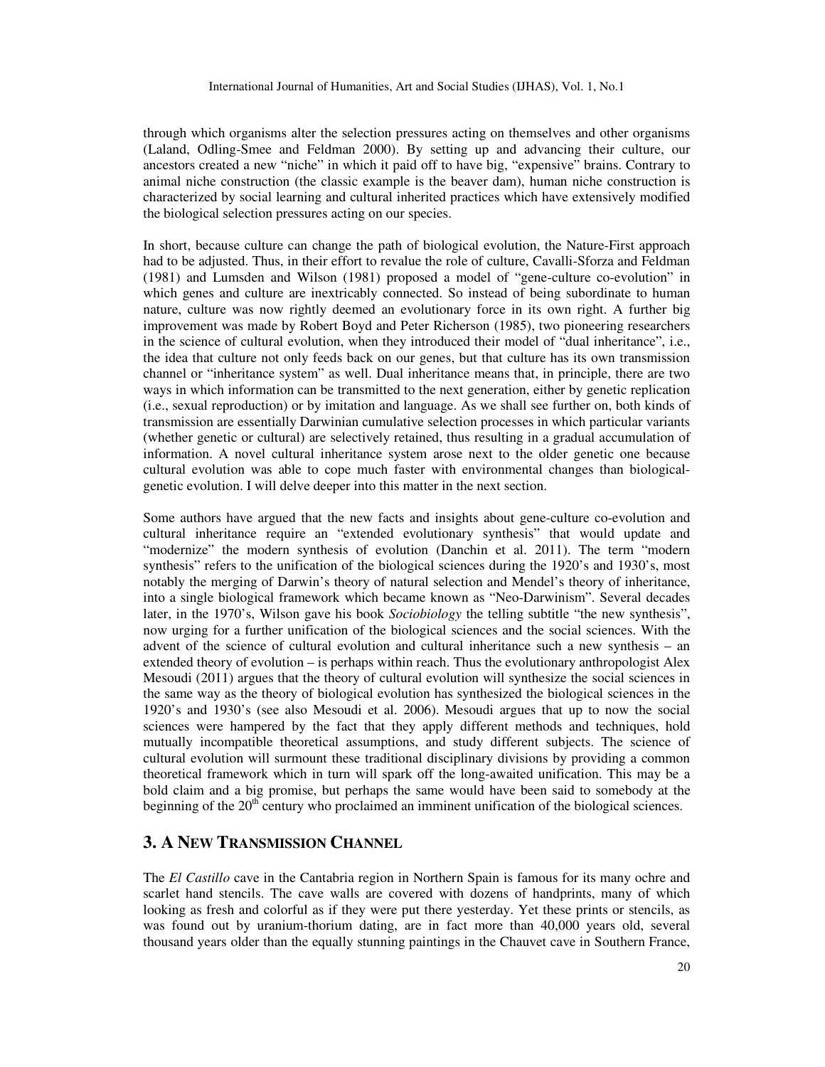through which organisms alter the selection pressures acting on themselves and other organisms (Laland, Odling-Smee and Feldman 2000). By setting up and advancing their culture, our ancestors created a new "niche" in which it paid off to have big, "expensive" brains. Contrary to animal niche construction (the classic example is the beaver dam), human niche construction is characterized by social learning and cultural inherited practices which have extensively modified the biological selection pressures acting on our species.

In short, because culture can change the path of biological evolution, the Nature-First approach had to be adjusted. Thus, in their effort to revalue the role of culture, Cavalli-Sforza and Feldman (1981) and Lumsden and Wilson (1981) proposed a model of "gene-culture co-evolution" in which genes and culture are inextricably connected. So instead of being subordinate to human nature, culture was now rightly deemed an evolutionary force in its own right. A further big improvement was made by Robert Boyd and Peter Richerson (1985), two pioneering researchers in the science of cultural evolution, when they introduced their model of "dual inheritance", i.e., the idea that culture not only feeds back on our genes, but that culture has its own transmission channel or "inheritance system" as well. Dual inheritance means that, in principle, there are two ways in which information can be transmitted to the next generation, either by genetic replication (i.e., sexual reproduction) or by imitation and language. As we shall see further on, both kinds of transmission are essentially Darwinian cumulative selection processes in which particular variants (whether genetic or cultural) are selectively retained, thus resulting in a gradual accumulation of information. A novel cultural inheritance system arose next to the older genetic one because cultural evolution was able to cope much faster with environmental changes than biological-genetic evolution. I will delve deeper into this matter in the next section.

Some authors have argued that the new facts and insights about gene-culture co-evolution and cultural inheritance require an "extended evolutionary synthesis" that would update and "modernize" the modern synthesis of evolution (Danchin et al. 2011). The term "modern synthesis" refers to the unification of the biological sciences during the 1920's and 1930's, most notably the merging of Darwin's theory of natural selection and Mendel's theory of inheritance, into a single biological framework which became known as "Neo-Darwinism". Several decades later, in the 1970's, Wilson gave his book *Sociobiology* the telling subtitle "the new synthesis", now urging for a further unification of the biological sciences and the social sciences. With the advent of the science of cultural evolution and cultural inheritance such a new synthesis – an extended theory of evolution – is perhaps within reach. Thus the evolutionary anthropologist Alex Mesoudi (2011) argues that the theory of cultural evolution will synthesize the social sciences in the same way as the theory of biological evolution has synthesized the biological sciences in the 1920's and 1930's (see also Mesoudi et al. 2006). Mesoudi argues that up to now the social sciences were hampered by the fact that they apply different methods and techniques, hold mutually incompatible theoretical assumptions, and study different subjects. The science of cultural evolution will surmount these traditional disciplinary divisions by providing a common theoretical framework which in turn will spark off the long-awaited unification. This may be a bold claim and a big promise, but perhaps the same would have been said to somebody at the beginning of the 20th century who proclaimed an imminent unification of the biological sciences.

## 3. A New Transmission Channel

The *El Castillo* cave in the Cantabria region in Northern Spain is famous for its many ochre and scarlet hand stencils. The cave walls are covered with dozens of handprints, many of which looking as fresh and colorful as if they were put there yesterday. Yet these prints or stencils, as was found out by uranium-thorium dating, are in fact more than 40,000 years old, several thousand years older than the equally stunning paintings in the Chauvet cave in Southern France,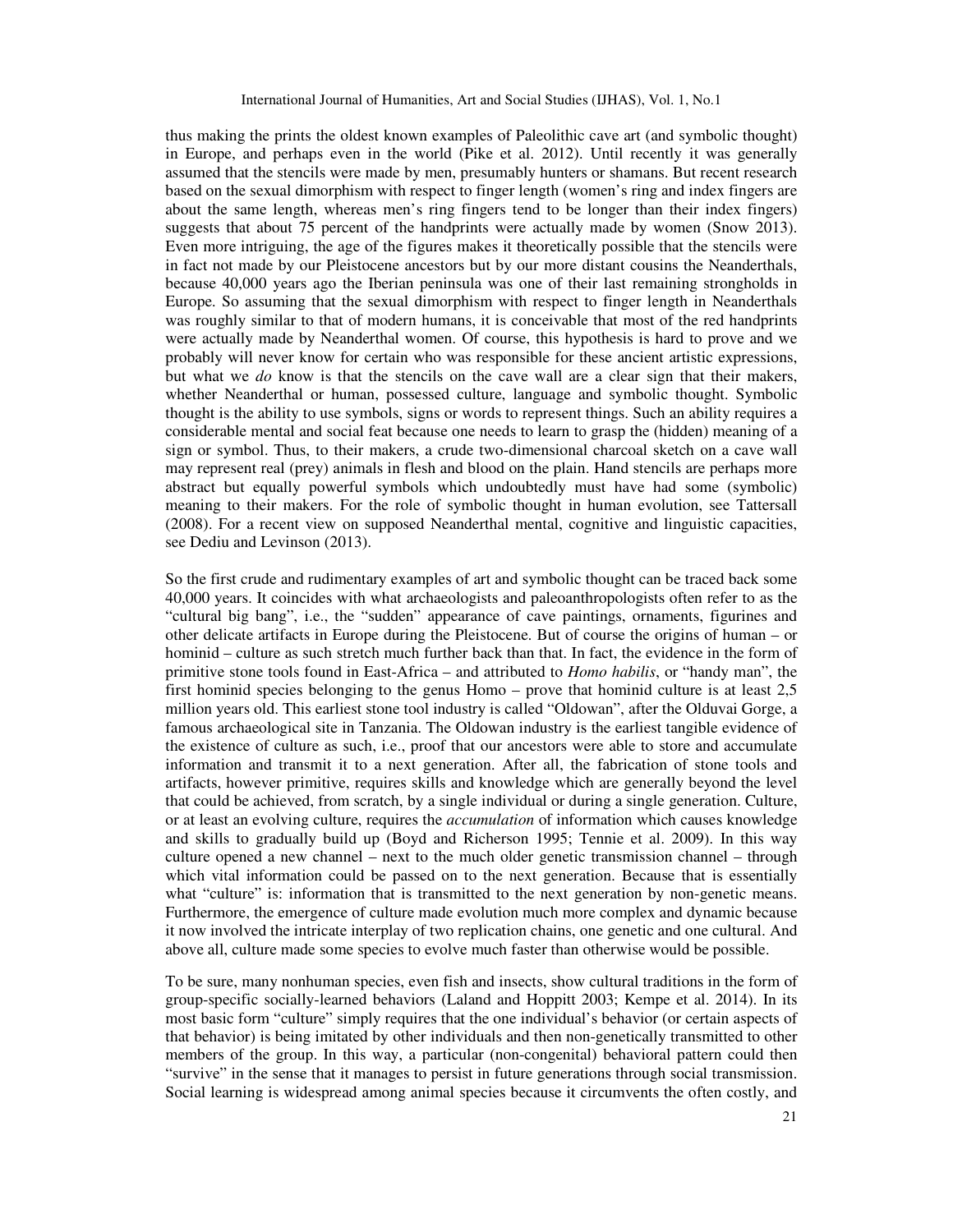thus making the prints the oldest known examples of Paleolithic cave art (and symbolic thought) in Europe, and perhaps even in the world (Pike et al. 2012). Until recently it was generally assumed that the stencils were made by men, presumably hunters or shamans. But recent research based on the sexual dimorphism with respect to finger length (women's ring and index fingers are about the same length, whereas men's ring fingers tend to be longer than their index fingers) suggests that about 75 percent of the handprints were actually made by women (Snow 2013). Even more intriguing, the age of the figures makes it theoretically possible that the stencils were in fact not made by our Pleistocene ancestors but by our more distant cousins the Neanderthals, because 40,000 years ago the Iberian peninsula was one of their last remaining strongholds in Europe. So assuming that the sexual dimorphism with respect to finger length in Neanderthals was roughly similar to that of modern humans, it is conceivable that most of the red handprints were actually made by Neanderthal women. Of course, this hypothesis is hard to prove and we probably will never know for certain who was responsible for these ancient artistic expressions, but what we *do* know is that the stencils on the cave wall are a clear sign that their makers, whether Neanderthal or human, possessed culture, language and symbolic thought. Symbolic thought is the ability to use symbols, signs or words to represent things. Such an ability requires a considerable mental and social feat because one needs to learn to grasp the (hidden) meaning of a sign or symbol. Thus, to their makers, a crude two-dimensional charcoal sketch on a cave wall may represent real (prey) animals in flesh and blood on the plain. Hand stencils are perhaps more abstract but equally powerful symbols which undoubtedly must have had some (symbolic) meaning to their makers. For the role of symbolic thought in human evolution, see Tattersall (2008). For a recent view on supposed Neanderthal mental, cognitive and linguistic capacities, see Dediu and Levinson (2013).

So the first crude and rudimentary examples of art and symbolic thought can be traced back some 40,000 years. It coincides with what archaeologists and paleoanthropologists often refer to as the "cultural big bang", i.e., the "sudden" appearance of cave paintings, ornaments, figurines and other delicate artifacts in Europe during the Pleistocene. But of course the origins of human – or hominid – culture as such stretch much further back than that. In fact, the evidence in the form of primitive stone tools found in East-Africa – and attributed to *Homo habilis*, or "handy man", the first hominid species belonging to the genus Homo – prove that hominid culture is at least 2,5 million years old. This earliest stone tool industry is called "Oldowan", after the Olduvai Gorge, a famous archaeological site in Tanzania. The Oldowan industry is the earliest tangible evidence of the existence of culture as such, i.e., proof that our ancestors were able to store and accumulate information and transmit it to a next generation. After all, the fabrication of stone tools and artifacts, however primitive, requires skills and knowledge which are generally beyond the level that could be achieved, from scratch, by a single individual or during a single generation. Culture, or at least an evolving culture, requires the *accumulation* of information which causes knowledge and skills to gradually build up (Boyd and Richerson 1995; Tennie et al. 2009). In this way culture opened a new channel – next to the much older genetic transmission channel – through which vital information could be passed on to the next generation. Because that is essentially what "culture" is: information that is transmitted to the next generation by non-genetic means. Furthermore, the emergence of culture made evolution much more complex and dynamic because it now involved the intricate interplay of two replication chains, one genetic and one cultural. And above all, culture made some species to evolve much faster than otherwise would be possible.

To be sure, many nonhuman species, even fish and insects, show cultural traditions in the form of group-specific socially-learned behaviors (Laland and Hoppitt 2003; Kempe et al. 2014). In its most basic form "culture" simply requires that the one individual's behavior (or certain aspects of that behavior) is being imitated by other individuals and then non-genetically transmitted to other members of the group. In this way, a particular (non-congenital) behavioral pattern could then "survive" in the sense that it manages to persist in future generations through social transmission. Social learning is widespread among animal species because it circumvents the often costly, and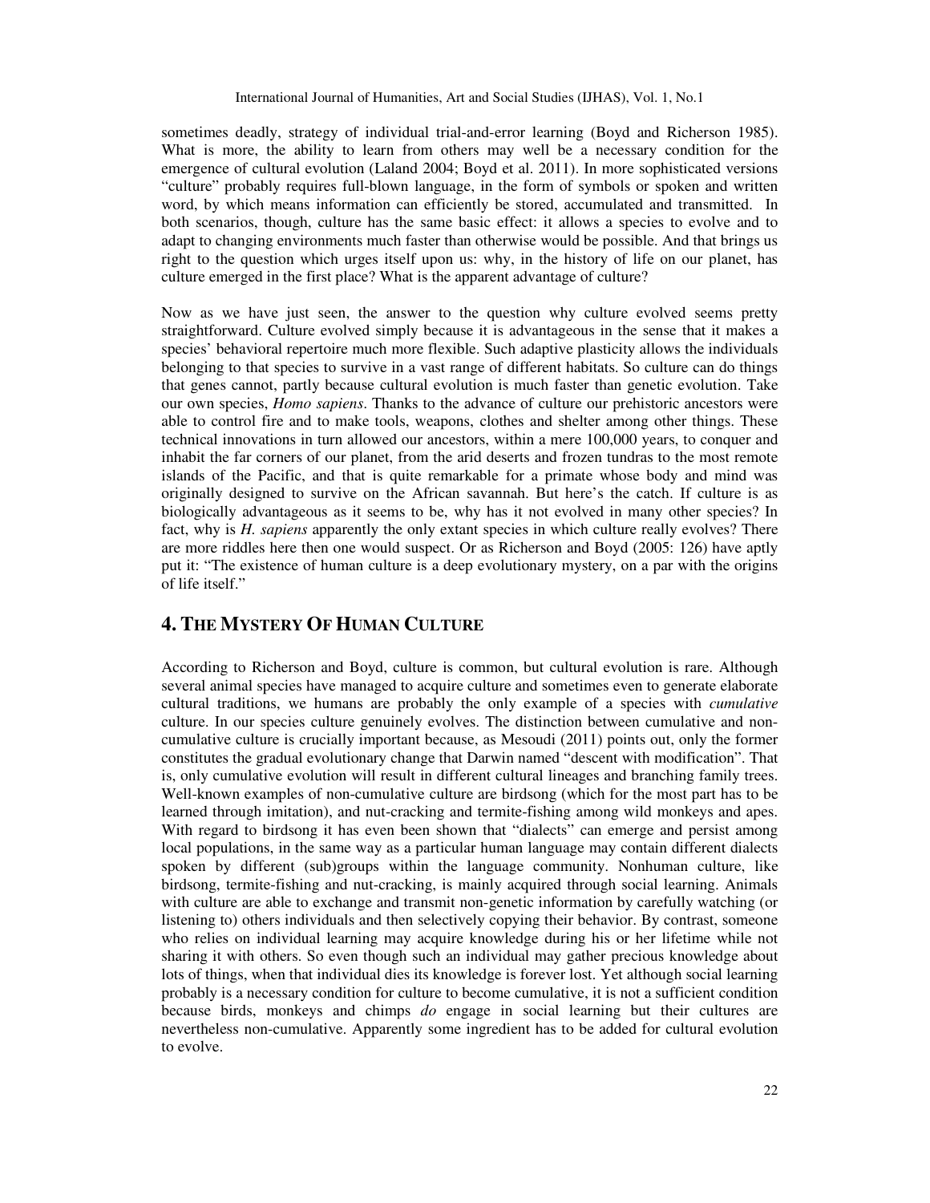sometimes deadly, strategy of individual trial-and-error learning (Boyd and Richerson 1985). What is more, the ability to learn from others may well be a necessary condition for the emergence of cultural evolution (Laland 2004; Boyd et al. 2011). In more sophisticated versions "culture" probably requires full-blown language, in the form of symbols or spoken and written word, by which means information can efficiently be stored, accumulated and transmitted. In both scenarios, though, culture has the same basic effect: it allows a species to evolve and to adapt to changing environments much faster than otherwise would be possible. And that brings us right to the question which urges itself upon us: why, in the history of life on our planet, has culture emerged in the first place? What is the apparent advantage of culture?

Now as we have just seen, the answer to the question why culture evolved seems pretty straightforward. Culture evolved simply because it is advantageous in the sense that it makes a species' behavioral repertoire much more flexible. Such adaptive plasticity allows the individuals belonging to that species to survive in a vast range of different habitats. So culture can do things that genes cannot, partly because cultural evolution is much faster than genetic evolution. Take our own species, *Homo sapiens*. Thanks to the advance of culture our prehistoric ancestors were able to control fire and to make tools, weapons, clothes and shelter among other things. These technical innovations in turn allowed our ancestors, within a mere 100,000 years, to conquer and inhabit the far corners of our planet, from the arid deserts and frozen tundras to the most remote islands of the Pacific, and that is quite remarkable for a primate whose body and mind was originally designed to survive on the African savannah. But here's the catch. If culture is as biologically advantageous as it seems to be, why has it not evolved in many other species? In fact, why is *H. sapiens* apparently the only extant species in which culture really evolves? There are more riddles here then one would suspect. Or as Richerson and Boyd (2005: 126) have aptly put it: "The existence of human culture is a deep evolutionary mystery, on a par with the origins of life itself."

## 4. THE MYSTERY OF HUMAN CULTURE

According to Richerson and Boyd, culture is common, but cultural evolution is rare. Although several animal species have managed to acquire culture and sometimes even to generate elaborate cultural traditions, we humans are probably the only example of a species with *cumulative* culture. In our species culture genuinely evolves. The distinction between cumulative and non-cumulative culture is crucially important because, as Mesoudi (2011) points out, only the former constitutes the gradual evolutionary change that Darwin named "descent with modification". That is, only cumulative evolution will result in different cultural lineages and branching family trees. Well-known examples of non-cumulative culture are birdsong (which for the most part has to be learned through imitation), and nut-cracking and termite-fishing among wild monkeys and apes. With regard to birdsong it has even been shown that "dialects" can emerge and persist among local populations, in the same way as a particular human language may contain different dialects spoken by different (sub)groups within the language community. Nonhuman culture, like birdsong, termite-fishing and nut-cracking, is mainly acquired through social learning. Animals with culture are able to exchange and transmit non-genetic information by carefully watching (or listening to) others individuals and then selectively copying their behavior. By contrast, someone who relies on individual learning may acquire knowledge during his or her lifetime while not sharing it with others. So even though such an individual may gather precious knowledge about lots of things, when that individual dies its knowledge is forever lost. Yet although social learning probably is a necessary condition for culture to become cumulative, it is not a sufficient condition because birds, monkeys and chimps *do* engage in social learning but their cultures are nevertheless non-cumulative. Apparently some ingredient has to be added for cultural evolution to evolve.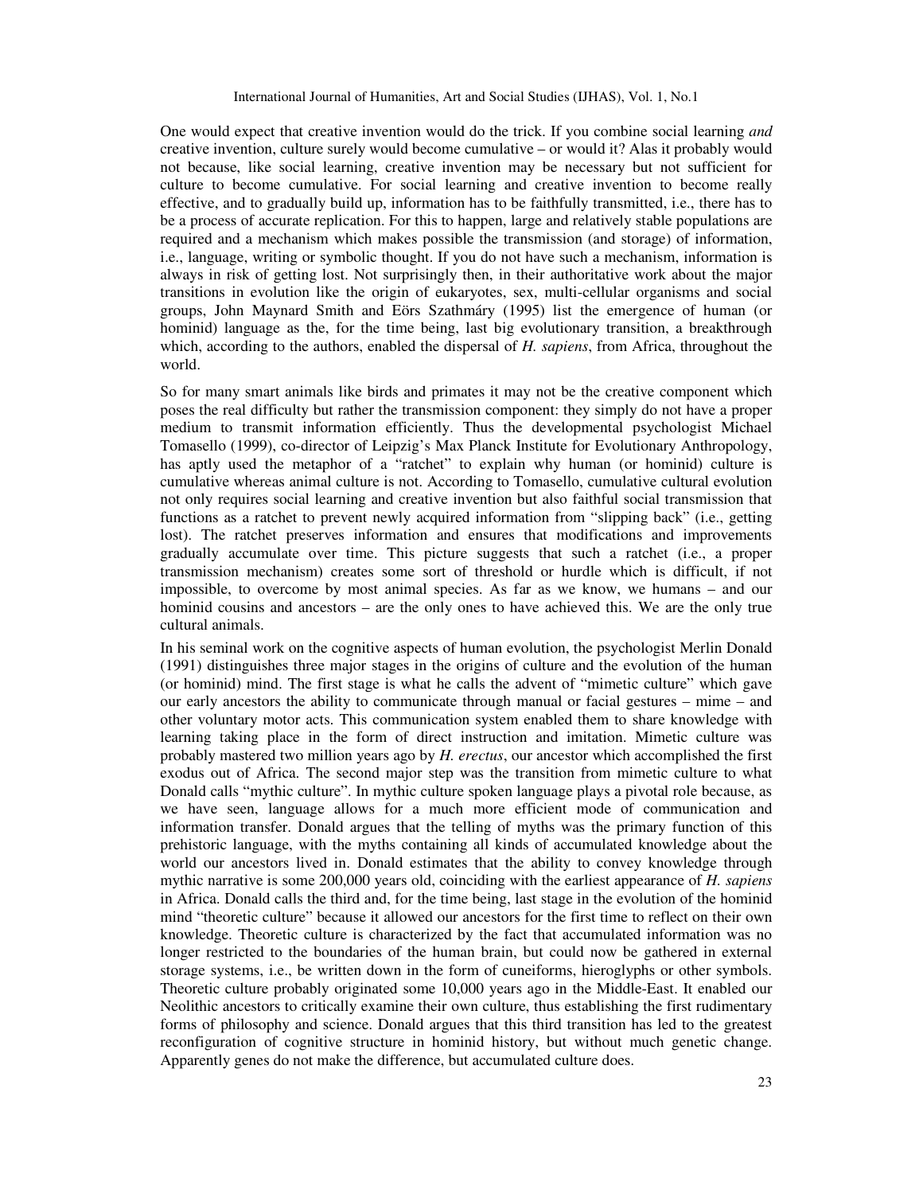One would expect that creative invention would do the trick. If you combine social learning *and* creative invention, culture surely would become cumulative – or would it? Alas it probably would not because, like social learning, creative invention may be necessary but not sufficient for culture to become cumulative. For social learning and creative invention to become really effective, and to gradually build up, information has to be faithfully transmitted, i.e., there has to be a process of accurate replication. For this to happen, large and relatively stable populations are required and a mechanism which makes possible the transmission (and storage) of information, i.e., language, writing or symbolic thought. If you do not have such a mechanism, information is always in risk of getting lost. Not surprisingly then, in their authoritative work about the major transitions in evolution like the origin of eukaryotes, sex, multi-cellular organisms and social groups, John Maynard Smith and Eörs Szathmáry (1995) list the emergence of human (or hominid) language as the, for the time being, last big evolutionary transition, a breakthrough which, according to the authors, enabled the dispersal of *H. sapiens*, from Africa, throughout the world.

So for many smart animals like birds and primates it may not be the creative component which poses the real difficulty but rather the transmission component: they simply do not have a proper medium to transmit information efficiently. Thus the developmental psychologist Michael Tomasello (1999), co-director of Leipzig's Max Planck Institute for Evolutionary Anthropology, has aptly used the metaphor of a "ratchet" to explain why human (or hominid) culture is cumulative whereas animal culture is not. According to Tomasello, cumulative cultural evolution not only requires social learning and creative invention but also faithful social transmission that functions as a ratchet to prevent newly acquired information from "slipping back" (i.e., getting lost). The ratchet preserves information and ensures that modifications and improvements gradually accumulate over time. This picture suggests that such a ratchet (i.e., a proper transmission mechanism) creates some sort of threshold or hurdle which is difficult, if not impossible, to overcome by most animal species. As far as we know, we humans – and our hominid cousins and ancestors – are the only ones to have achieved this. We are the only true cultural animals.

In his seminal work on the cognitive aspects of human evolution, the psychologist Merlin Donald (1991) distinguishes three major stages in the origins of culture and the evolution of the human (or hominid) mind. The first stage is what he calls the advent of "mimetic culture" which gave our early ancestors the ability to communicate through manual or facial gestures – mime – and other voluntary motor acts. This communication system enabled them to share knowledge with learning taking place in the form of direct instruction and imitation. Mimetic culture was probably mastered two million years ago by *H. erectus*, our ancestor which accomplished the first exodus out of Africa. The second major step was the transition from mimetic culture to what Donald calls "mythic culture". In mythic culture spoken language plays a pivotal role because, as we have seen, language allows for a much more efficient mode of communication and information transfer. Donald argues that the telling of myths was the primary function of this prehistoric language, with the myths containing all kinds of accumulated knowledge about the world our ancestors lived in. Donald estimates that the ability to convey knowledge through mythic narrative is some 200,000 years old, coinciding with the earliest appearance of *H. sapiens* in Africa. Donald calls the third and, for the time being, last stage in the evolution of the hominid mind "theoretic culture" because it allowed our ancestors for the first time to reflect on their own knowledge. Theoretic culture is characterized by the fact that accumulated information was no longer restricted to the boundaries of the human brain, but could now be gathered in external storage systems, i.e., be written down in the form of cuneiforms, hieroglyphs or other symbols. Theoretic culture probably originated some 10,000 years ago in the Middle-East. It enabled our Neolithic ancestors to critically examine their own culture, thus establishing the first rudimentary forms of philosophy and science. Donald argues that this third transition has led to the greatest reconfiguration of cognitive structure in hominid history, but without much genetic change. Apparently genes do not make the difference, but accumulated culture does.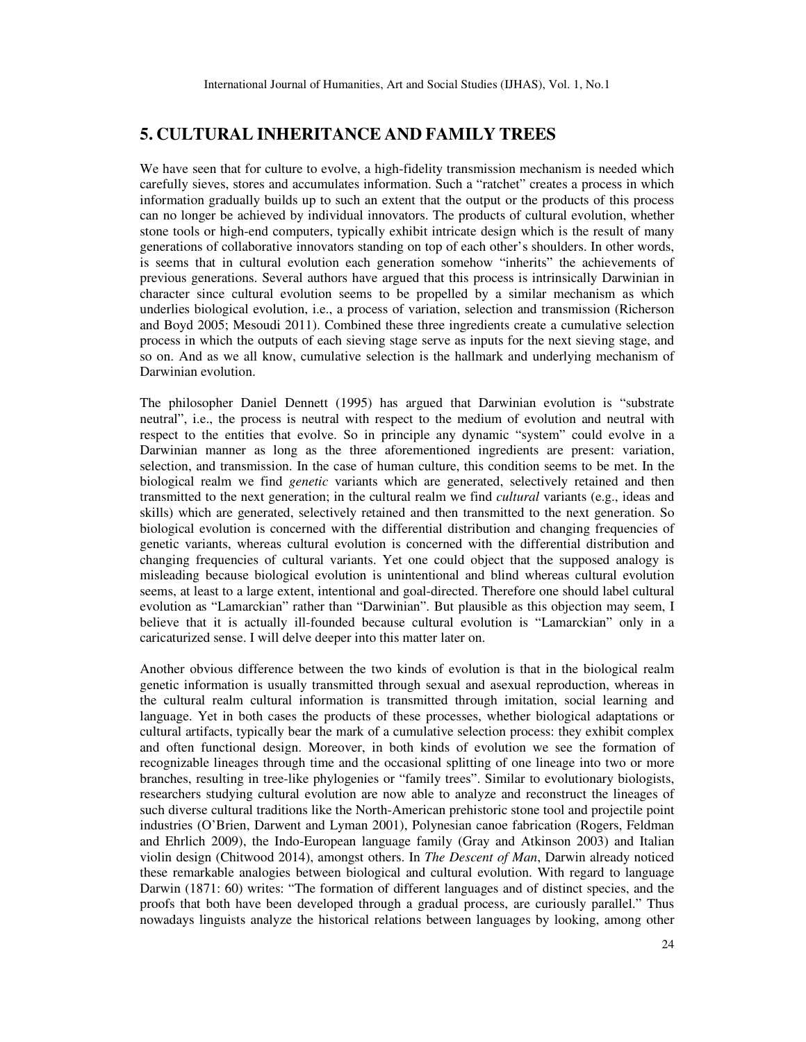## 5. CULTURAL INHERITANCE AND FAMILY TREES

We have seen that for culture to evolve, a high-fidelity transmission mechanism is needed which carefully sieves, stores and accumulates information. Such a "ratchet" creates a process in which information gradually builds up to such an extent that the output or the products of this process can no longer be achieved by individual innovators. The products of cultural evolution, whether stone tools or high-end computers, typically exhibit intricate design which is the result of many generations of collaborative innovators standing on top of each other's shoulders. In other words, is seems that in cultural evolution each generation somehow "inherits" the achievements of previous generations. Several authors have argued that this process is intrinsically Darwinian in character since cultural evolution seems to be propelled by a similar mechanism as which underlies biological evolution, i.e., a process of variation, selection and transmission (Richerson and Boyd 2005; Mesoudi 2011). Combined these three ingredients create a cumulative selection process in which the outputs of each sieving stage serve as inputs for the next sieving stage, and so on. And as we all know, cumulative selection is the hallmark and underlying mechanism of Darwinian evolution.

The philosopher Daniel Dennett (1995) has argued that Darwinian evolution is "substrate neutral", i.e., the process is neutral with respect to the medium of evolution and neutral with respect to the entities that evolve. So in principle any dynamic "system" could evolve in a Darwinian manner as long as the three aforementioned ingredients are present: variation, selection, and transmission. In the case of human culture, this condition seems to be met. In the biological realm we find *genetic* variants which are generated, selectively retained and then transmitted to the next generation; in the cultural realm we find *cultural* variants (e.g., ideas and skills) which are generated, selectively retained and then transmitted to the next generation. So biological evolution is concerned with the differential distribution and changing frequencies of genetic variants, whereas cultural evolution is concerned with the differential distribution and changing frequencies of cultural variants. Yet one could object that the supposed analogy is misleading because biological evolution is unintentional and blind whereas cultural evolution seems, at least to a large extent, intentional and goal-directed. Therefore one should label cultural evolution as "Lamarckian" rather than "Darwinian". But plausible as this objection may seem, I believe that it is actually ill-founded because cultural evolution is "Lamarckian" only in a caricaturized sense. I will delve deeper into this matter later on.

Another obvious difference between the two kinds of evolution is that in the biological realm genetic information is usually transmitted through sexual and asexual reproduction, whereas in the cultural realm cultural information is transmitted through imitation, social learning and language. Yet in both cases the products of these processes, whether biological adaptations or cultural artifacts, typically bear the mark of a cumulative selection process: they exhibit complex and often functional design. Moreover, in both kinds of evolution we see the formation of recognizable lineages through time and the occasional splitting of one lineage into two or more branches, resulting in tree-like phylogenies or "family trees". Similar to evolutionary biologists, researchers studying cultural evolution are now able to analyze and reconstruct the lineages of such diverse cultural traditions like the North-American prehistoric stone tool and projectile point industries (O'Brien, Darwent and Lyman 2001), Polynesian canoe fabrication (Rogers, Feldman and Ehrlich 2009), the Indo-European language family (Gray and Atkinson 2003) and Italian violin design (Chitwood 2014), amongst others. In *The Descent of Man*, Darwin already noticed these remarkable analogies between biological and cultural evolution. With regard to language Darwin (1871: 60) writes: "The formation of different languages and of distinct species, and the proofs that both have been developed through a gradual process, are curiously parallel." Thus nowadays linguists analyze the historical relations between languages by looking, among other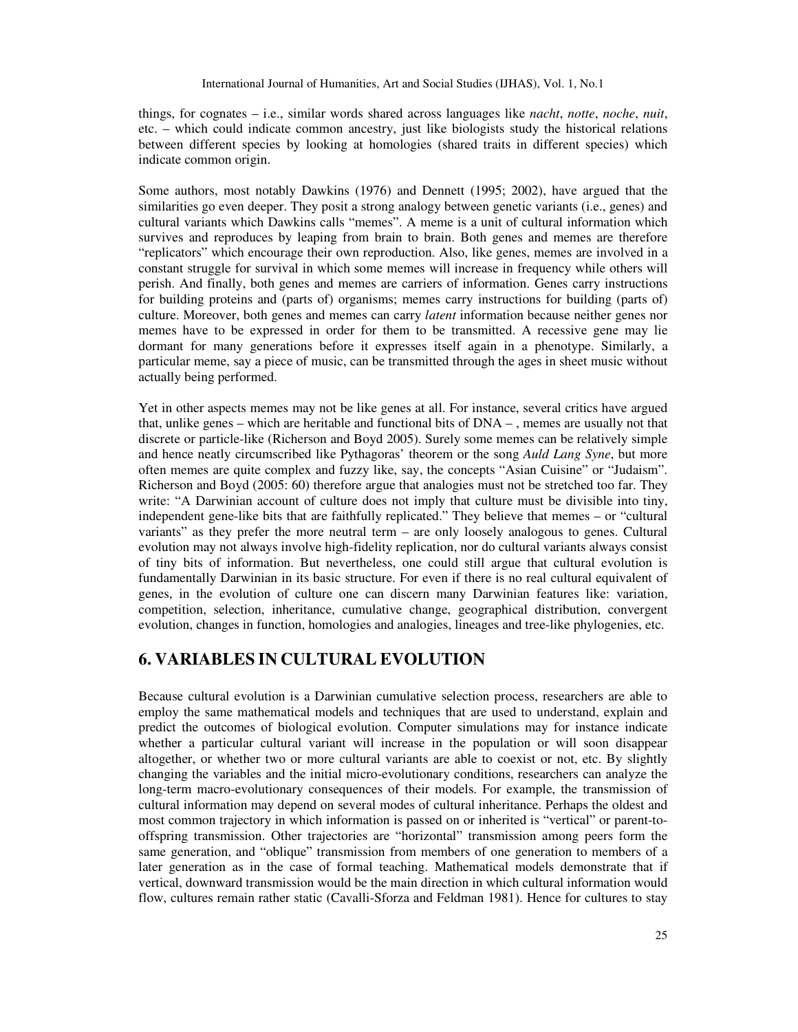things, for cognates – i.e., similar words shared across languages like *nacht*, *notte*, *noche*, *nuit*, etc. – which could indicate common ancestry, just like biologists study the historical relations between different species by looking at homologies (shared traits in different species) which indicate common origin.

Some authors, most notably Dawkins (1976) and Dennett (1995; 2002), have argued that the similarities go even deeper. They posit a strong analogy between genetic variants (i.e., genes) and cultural variants which Dawkins calls "memes". A meme is a unit of cultural information which survives and reproduces by leaping from brain to brain. Both genes and memes are therefore "replicators" which encourage their own reproduction. Also, like genes, memes are involved in a constant struggle for survival in which some memes will increase in frequency while others will perish. And finally, both genes and memes are carriers of information. Genes carry instructions for building proteins and (parts of) organisms; memes carry instructions for building (parts of) culture. Moreover, both genes and memes can carry *latent* information because neither genes nor memes have to be expressed in order for them to be transmitted. A recessive gene may lie dormant for many generations before it expresses itself again in a phenotype. Similarly, a particular meme, say a piece of music, can be transmitted through the ages in sheet music without actually being performed.

Yet in other aspects memes may not be like genes at all. For instance, several critics have argued that, unlike genes – which are heritable and functional bits of DNA – , memes are usually not that discrete or particle-like (Richerson and Boyd 2005). Surely some memes can be relatively simple and hence neatly circumscribed like Pythagoras' theorem or the song *Auld Lang Syne*, but more often memes are quite complex and fuzzy like, say, the concepts "Asian Cuisine" or "Judaism". Richerson and Boyd (2005: 60) therefore argue that analogies must not be stretched too far. They write: "A Darwinian account of culture does not imply that culture must be divisible into tiny, independent gene-like bits that are faithfully replicated." They believe that memes – or "cultural variants" as they prefer the more neutral term – are only loosely analogous to genes. Cultural evolution may not always involve high-fidelity replication, nor do cultural variants always consist of tiny bits of information. But nevertheless, one could still argue that cultural evolution is fundamentally Darwinian in its basic structure. For even if there is no real cultural equivalent of genes, in the evolution of culture one can discern many Darwinian features like: variation, competition, selection, inheritance, cumulative change, geographical distribution, convergent evolution, changes in function, homologies and analogies, lineages and tree-like phylogenies, etc.

## 6. VARIABLES IN CULTURAL EVOLUTION

Because cultural evolution is a Darwinian cumulative selection process, researchers are able to employ the same mathematical models and techniques that are used to understand, explain and predict the outcomes of biological evolution. Computer simulations may for instance indicate whether a particular cultural variant will increase in the population or will soon disappear altogether, or whether two or more cultural variants are able to coexist or not, etc. By slightly changing the variables and the initial micro-evolutionary conditions, researchers can analyze the long-term macro-evolutionary consequences of their models. For example, the transmission of cultural information may depend on several modes of cultural inheritance. Perhaps the oldest and most common trajectory in which information is passed on or inherited is "vertical" or parent-to-offspring transmission. Other trajectories are "horizontal" transmission among peers form the same generation, and "oblique" transmission from members of one generation to members of a later generation as in the case of formal teaching. Mathematical models demonstrate that if vertical, downward transmission would be the main direction in which cultural information would flow, cultures remain rather static (Cavalli-Sforza and Feldman 1981). Hence for cultures to stay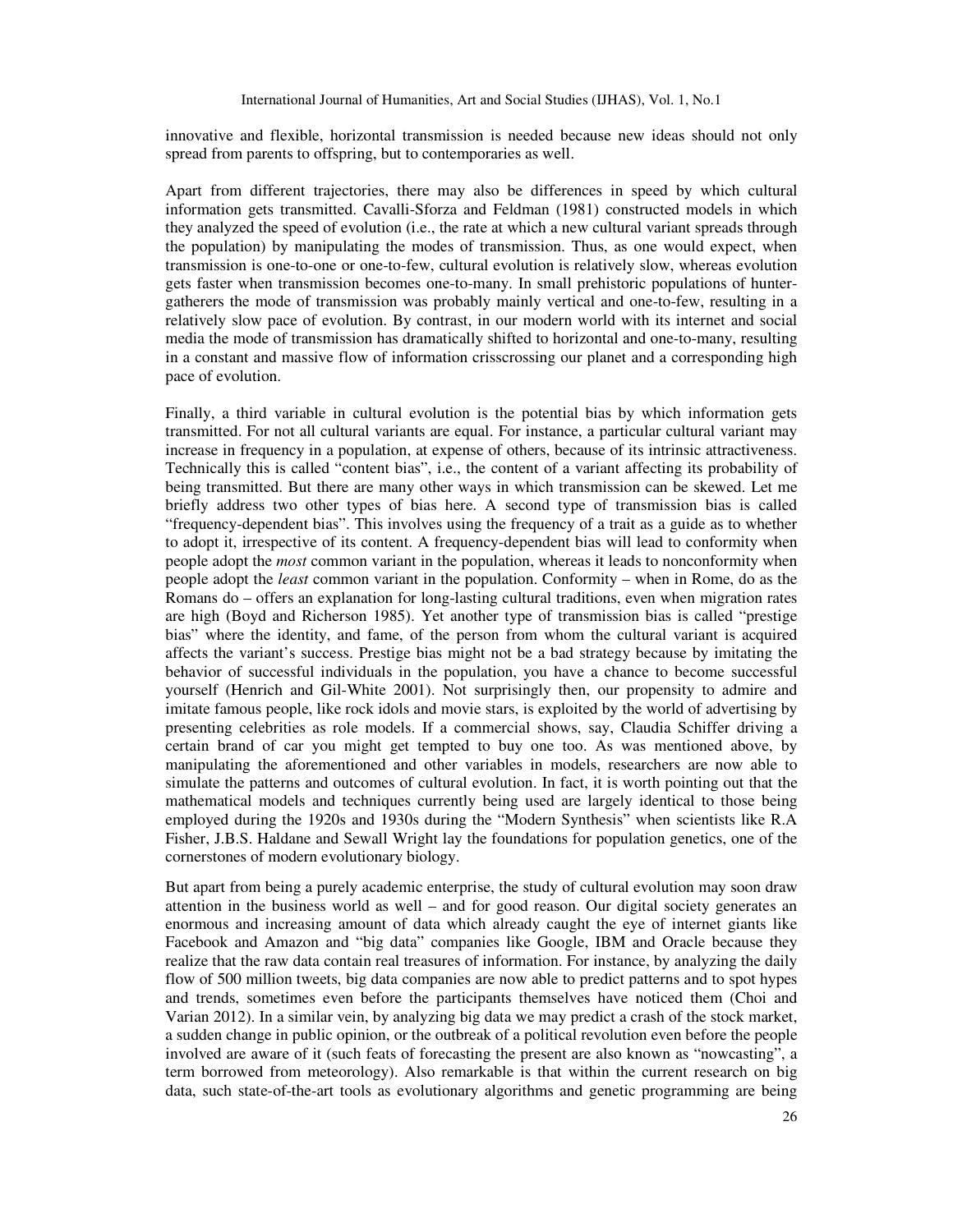innovative and flexible, horizontal transmission is needed because new ideas should not only spread from parents to offspring, but to contemporaries as well.

Apart from different trajectories, there may also be differences in speed by which cultural information gets transmitted. Cavalli-Sforza and Feldman (1981) constructed models in which they analyzed the speed of evolution (i.e., the rate at which a new cultural variant spreads through the population) by manipulating the modes of transmission. Thus, as one would expect, when transmission is one-to-one or one-to-few, cultural evolution is relatively slow, whereas evolution gets faster when transmission becomes one-to-many. In small prehistoric populations of hunter-gatherers the mode of transmission was probably mainly vertical and one-to-few, resulting in a relatively slow pace of evolution. By contrast, in our modern world with its internet and social media the mode of transmission has dramatically shifted to horizontal and one-to-many, resulting in a constant and massive flow of information crisscrossing our planet and a corresponding high pace of evolution.

Finally, a third variable in cultural evolution is the potential bias by which information gets transmitted. For not all cultural variants are equal. For instance, a particular cultural variant may increase in frequency in a population, at expense of others, because of its intrinsic attractiveness. Technically this is called "content bias", i.e., the content of a variant affecting its probability of being transmitted. But there are many other ways in which transmission can be skewed. Let me briefly address two other types of bias here. A second type of transmission bias is called "frequency-dependent bias". This involves using the frequency of a trait as a guide as to whether to adopt it, irrespective of its content. A frequency-dependent bias will lead to conformity when people adopt the *most* common variant in the population, whereas it leads to nonconformity when people adopt the *least* common variant in the population. Conformity – when in Rome, do as the Romans do – offers an explanation for long-lasting cultural traditions, even when migration rates are high (Boyd and Richerson 1985). Yet another type of transmission bias is called "prestige bias" where the identity, and fame, of the person from whom the cultural variant is acquired affects the variant's success. Prestige bias might not be a bad strategy because by imitating the behavior of successful individuals in the population, you have a chance to become successful yourself (Henrich and Gil-White 2001). Not surprisingly then, our propensity to admire and imitate famous people, like rock idols and movie stars, is exploited by the world of advertising by presenting celebrities as role models. If a commercial shows, say, Claudia Schiffer driving a certain brand of car you might get tempted to buy one too. As was mentioned above, by manipulating the aforementioned and other variables in models, researchers are now able to simulate the patterns and outcomes of cultural evolution. In fact, it is worth pointing out that the mathematical models and techniques currently being used are largely identical to those being employed during the 1920s and 1930s during the "Modern Synthesis" when scientists like R.A Fisher, J.B.S. Haldane and Sewall Wright lay the foundations for population genetics, one of the cornerstones of modern evolutionary biology.

But apart from being a purely academic enterprise, the study of cultural evolution may soon draw attention in the business world as well – and for good reason. Our digital society generates an enormous and increasing amount of data which already caught the eye of internet giants like Facebook and Amazon and "big data" companies like Google, IBM and Oracle because they realize that the raw data contain real treasures of information. For instance, by analyzing the daily flow of 500 million tweets, big data companies are now able to predict patterns and to spot hypes and trends, sometimes even before the participants themselves have noticed them (Choi and Varian 2012). In a similar vein, by analyzing big data we may predict a crash of the stock market, a sudden change in public opinion, or the outbreak of a political revolution even before the people involved are aware of it (such feats of forecasting the present are also known as "nowcasting", a term borrowed from meteorology). Also remarkable is that within the current research on big data, such state-of-the-art tools as evolutionary algorithms and genetic programming are being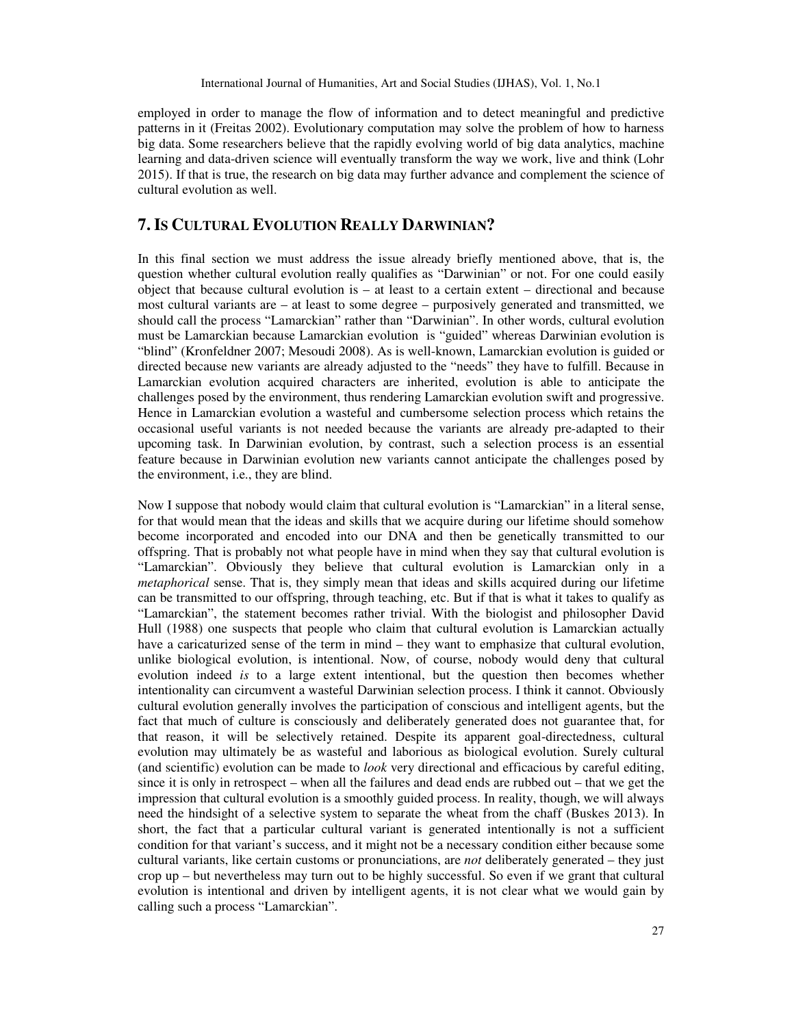employed in order to manage the flow of information and to detect meaningful and predictive patterns in it (Freitas 2002). Evolutionary computation may solve the problem of how to harness big data. Some researchers believe that the rapidly evolving world of big data analytics, machine learning and data-driven science will eventually transform the way we work, live and think (Lohr 2015). If that is true, the research on big data may further advance and complement the science of cultural evolution as well.

## 7. Is Cultural Evolution Really Darwinian?

In this final section we must address the issue already briefly mentioned above, that is, the question whether cultural evolution really qualifies as "Darwinian" or not. For one could easily object that because cultural evolution is – at least to a certain extent – directional and because most cultural variants are – at least to some degree – purposively generated and transmitted, we should call the process "Lamarckian" rather than "Darwinian". In other words, cultural evolution must be Lamarckian because Lamarckian evolution is "guided" whereas Darwinian evolution is "blind" (Kronfeldner 2007; Mesoudi 2008). As is well-known, Lamarckian evolution is guided or directed because new variants are already adjusted to the "needs" they have to fulfill. Because in Lamarckian evolution acquired characters are inherited, evolution is able to anticipate the challenges posed by the environment, thus rendering Lamarckian evolution swift and progressive. Hence in Lamarckian evolution a wasteful and cumbersome selection process which retains the occasional useful variants is not needed because the variants are already pre-adapted to their upcoming task. In Darwinian evolution, by contrast, such a selection process is an essential feature because in Darwinian evolution new variants cannot anticipate the challenges posed by the environment, i.e., they are blind.

Now I suppose that nobody would claim that cultural evolution is "Lamarckian" in a literal sense, for that would mean that the ideas and skills that we acquire during our lifetime should somehow become incorporated and encoded into our DNA and then be genetically transmitted to our offspring. That is probably not what people have in mind when they say that cultural evolution is "Lamarckian". Obviously they believe that cultural evolution is Lamarckian only in a *metaphorical* sense. That is, they simply mean that ideas and skills acquired during our lifetime can be transmitted to our offspring, through teaching, etc. But if that is what it takes to qualify as "Lamarckian", the statement becomes rather trivial. With the biologist and philosopher David Hull (1988) one suspects that people who claim that cultural evolution is Lamarckian actually have a caricaturized sense of the term in mind – they want to emphasize that cultural evolution, unlike biological evolution, is intentional. Now, of course, nobody would deny that cultural evolution indeed *is* to a large extent intentional, but the question then becomes whether intentionality can circumvent a wasteful Darwinian selection process. I think it cannot. Obviously cultural evolution generally involves the participation of conscious and intelligent agents, but the fact that much of culture is consciously and deliberately generated does not guarantee that, for that reason, it will be selectively retained. Despite its apparent goal-directedness, cultural evolution may ultimately be as wasteful and laborious as biological evolution. Surely cultural (and scientific) evolution can be made to *look* very directional and efficacious by careful editing, since it is only in retrospect – when all the failures and dead ends are rubbed out – that we get the impression that cultural evolution is a smoothly guided process. In reality, though, we will always need the hindsight of a selective system to separate the wheat from the chaff (Buskes 2013). In short, the fact that a particular cultural variant is generated intentionally is not a sufficient condition for that variant's success, and it might not be a necessary condition either because some cultural variants, like certain customs or pronunciations, are *not* deliberately generated – they just crop up – but nevertheless may turn out to be highly successful. So even if we grant that cultural evolution is intentional and driven by intelligent agents, it is not clear what we would gain by calling such a process "Lamarckian".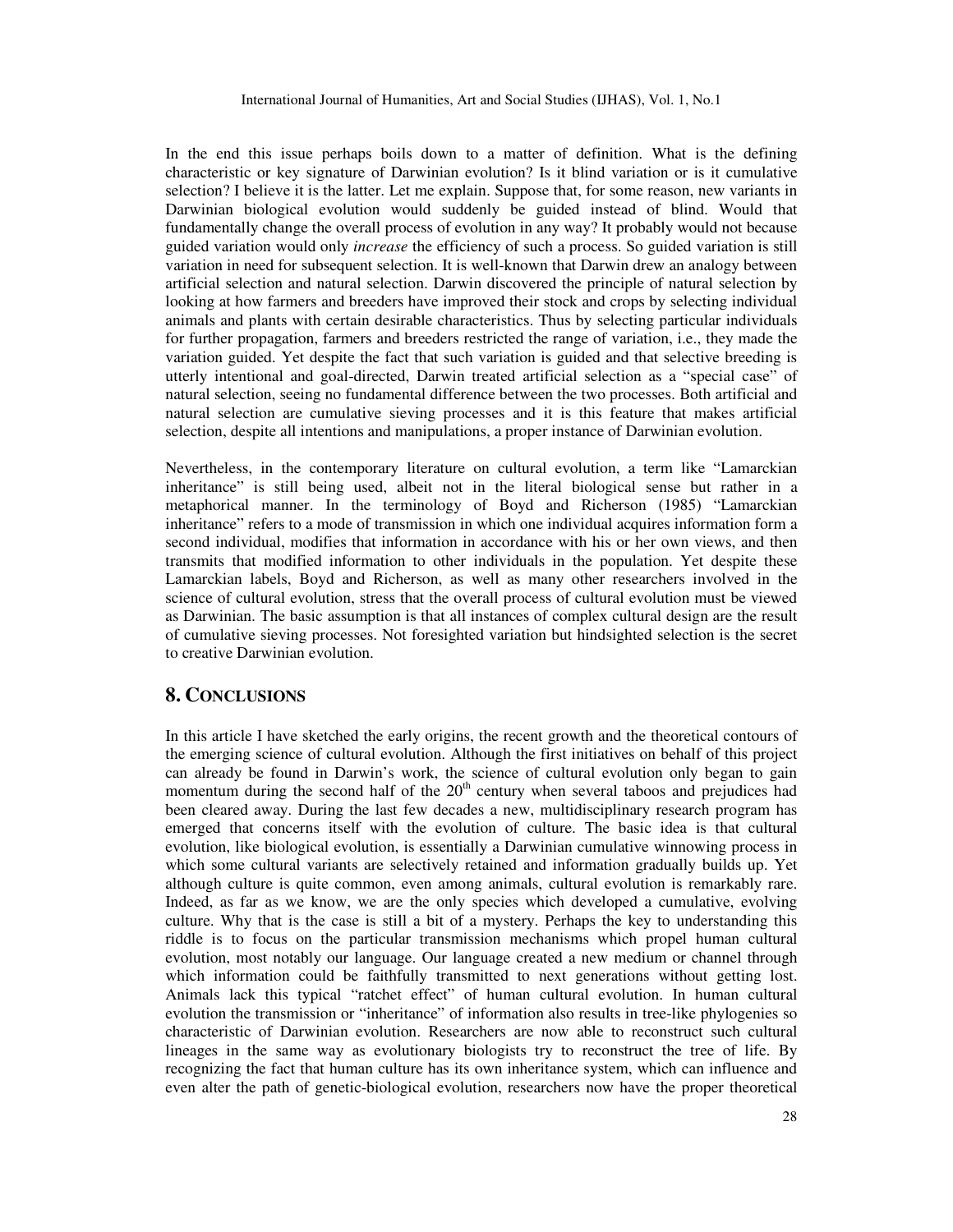In the end this issue perhaps boils down to a matter of definition. What is the defining characteristic or key signature of Darwinian evolution? Is it blind variation or is it cumulative selection? I believe it is the latter. Let me explain. Suppose that, for some reason, new variants in Darwinian biological evolution would suddenly be guided instead of blind. Would that fundamentally change the overall process of evolution in any way? It probably would not because guided variation would only *increase* the efficiency of such a process. So guided variation is still variation in need for subsequent selection. It is well-known that Darwin drew an analogy between artificial selection and natural selection. Darwin discovered the principle of natural selection by looking at how farmers and breeders have improved their stock and crops by selecting individual animals and plants with certain desirable characteristics. Thus by selecting particular individuals for further propagation, farmers and breeders restricted the range of variation, i.e., they made the variation guided. Yet despite the fact that such variation is guided and that selective breeding is utterly intentional and goal-directed, Darwin treated artificial selection as a "special case" of natural selection, seeing no fundamental difference between the two processes. Both artificial and natural selection are cumulative sieving processes and it is this feature that makes artificial selection, despite all intentions and manipulations, a proper instance of Darwinian evolution.

Nevertheless, in the contemporary literature on cultural evolution, a term like "Lamarckian inheritance" is still being used, albeit not in the literal biological sense but rather in a metaphorical manner. In the terminology of Boyd and Richerson (1985) "Lamarckian inheritance" refers to a mode of transmission in which one individual acquires information form a second individual, modifies that information in accordance with his or her own views, and then transmits that modified information to other individuals in the population. Yet despite these Lamarckian labels, Boyd and Richerson, as well as many other researchers involved in the science of cultural evolution, stress that the overall process of cultural evolution must be viewed as Darwinian. The basic assumption is that all instances of complex cultural design are the result of cumulative sieving processes. Not foresighted variation but hindsighted selection is the secret to creative Darwinian evolution.

## 8. Conclusions

In this article I have sketched the early origins, the recent growth and the theoretical contours of the emerging science of cultural evolution. Although the first initiatives on behalf of this project can already be found in Darwin's work, the science of cultural evolution only began to gain momentum during the second half of the 20th century when several taboos and prejudices had been cleared away. During the last few decades a new, multidisciplinary research program has emerged that concerns itself with the evolution of culture. The basic idea is that cultural evolution, like biological evolution, is essentially a Darwinian cumulative winnowing process in which some cultural variants are selectively retained and information gradually builds up. Yet although culture is quite common, even among animals, cultural evolution is remarkably rare. Indeed, as far as we know, we are the only species which developed a cumulative, evolving culture. Why that is the case is still a bit of a mystery. Perhaps the key to understanding this riddle is to focus on the particular transmission mechanisms which propel human cultural evolution, most notably our language. Our language created a new medium or channel through which information could be faithfully transmitted to next generations without getting lost. Animals lack this typical "ratchet effect" of human cultural evolution. In human cultural evolution the transmission or "inheritance" of information also results in tree-like phylogenies so characteristic of Darwinian evolution. Researchers are now able to reconstruct such cultural lineages in the same way as evolutionary biologists try to reconstruct the tree of life. By recognizing the fact that human culture has its own inheritance system, which can influence and even alter the path of genetic-biological evolution, researchers now have the proper theoretical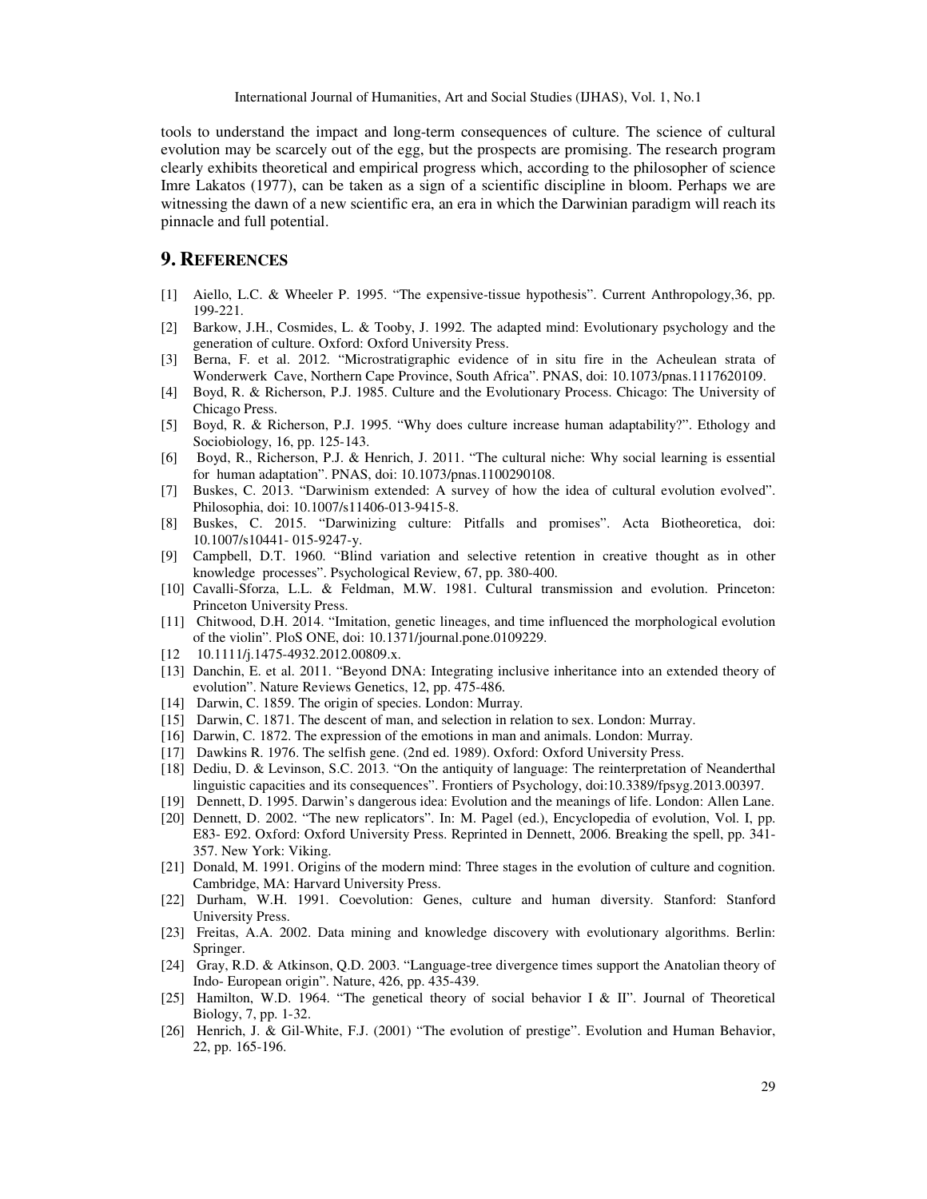tools to understand the impact and long-term consequences of culture. The science of cultural evolution may be scarcely out of the egg, but the prospects are promising. The research program clearly exhibits theoretical and empirical progress which, according to the philosopher of science Imre Lakatos (1977), can be taken as a sign of a scientific discipline in bloom. Perhaps we are witnessing the dawn of a new scientific era, an era in which the Darwinian paradigm will reach its pinnacle and full potential.

## 9. References

[1] Aiello, L.C. & Wheeler P. 1995. "The expensive-tissue hypothesis". Current Anthropology,36, pp. 199-221.

[2] Barkow, J.H., Cosmides, L. & Tooby, J. 1992. The adapted mind: Evolutionary psychology and the generation of culture. Oxford: Oxford University Press.

[3] Berna, F. et al. 2012. "Microstratigraphic evidence of in situ fire in the Acheulean strata of Wonderwerk Cave, Northern Cape Province, South Africa". PNAS, doi: 10.1073/pnas.1117620109.

[4] Boyd, R. & Richerson, P.J. 1985. Culture and the Evolutionary Process. Chicago: The University of Chicago Press.

[5] Boyd, R. & Richerson, P.J. 1995. "Why does culture increase human adaptability?". Ethology and Sociobiology, 16, pp. 125-143.

[6] Boyd, R., Richerson, P.J. & Henrich, J. 2011. "The cultural niche: Why social learning is essential for human adaptation". PNAS, doi: 10.1073/pnas.1100290108.

[7] Buskes, C. 2013. "Darwinism extended: A survey of how the idea of cultural evolution evolved". Philosophia, doi: 10.1007/s11406-013-9415-8.

[8] Buskes, C. 2015. "Darwinizing culture: Pitfalls and promises". Acta Biotheoretica, doi: 10.1007/s10441- 015-9247-y.

[9] Campbell, D.T. 1960. "Blind variation and selective retention in creative thought as in other knowledge processes". Psychological Review, 67, pp. 380-400.

[10] Cavalli-Sforza, L.L. & Feldman, M.W. 1981. Cultural transmission and evolution. Princeton: Princeton University Press.

[11] Chitwood, D.H. 2014. "Imitation, genetic lineages, and time influenced the morphological evolution of the violin". PloS ONE, doi: 10.1371/journal.pone.0109229.

[12 10.1111/j.1475-4932.2012.00809.x.

[13] Danchin, E. et al. 2011. "Beyond DNA: Integrating inclusive inheritance into an extended theory of evolution". Nature Reviews Genetics, 12, pp. 475-486.

[14] Darwin, C. 1859. The origin of species. London: Murray.

[15] Darwin, C. 1871. The descent of man, and selection in relation to sex. London: Murray.

[16] Darwin, C. 1872. The expression of the emotions in man and animals. London: Murray.

[17] Dawkins R. 1976. The selfish gene. (2nd ed. 1989). Oxford: Oxford University Press.

[18] Dediu, D. & Levinson, S.C. 2013. "On the antiquity of language: The reinterpretation of Neanderthal linguistic capacities and its consequences". Frontiers of Psychology, doi:10.3389/fpsyg.2013.00397.

[19] Dennett, D. 1995. Darwin's dangerous idea: Evolution and the meanings of life. London: Allen Lane.

[20] Dennett, D. 2002. "The new replicators". In: M. Pagel (ed.), Encyclopedia of evolution, Vol. I, pp. E83- E92. Oxford: Oxford University Press. Reprinted in Dennett, 2006. Breaking the spell, pp. 341-357. New York: Viking.

[21] Donald, M. 1991. Origins of the modern mind: Three stages in the evolution of culture and cognition. Cambridge, MA: Harvard University Press.

[22] Durham, W.H. 1991. Coevolution: Genes, culture and human diversity. Stanford: Stanford University Press.

[23] Freitas, A.A. 2002. Data mining and knowledge discovery with evolutionary algorithms. Berlin: Springer.

[24] Gray, R.D. & Atkinson, Q.D. 2003. "Language-tree divergence times support the Anatolian theory of Indo- European origin". Nature, 426, pp. 435-439.

[25] Hamilton, W.D. 1964. "The genetical theory of social behavior I & II". Journal of Theoretical Biology, 7, pp. 1-32.

[26] Henrich, J. & Gil-White, F.J. (2001) "The evolution of prestige". Evolution and Human Behavior, 22, pp. 165-196.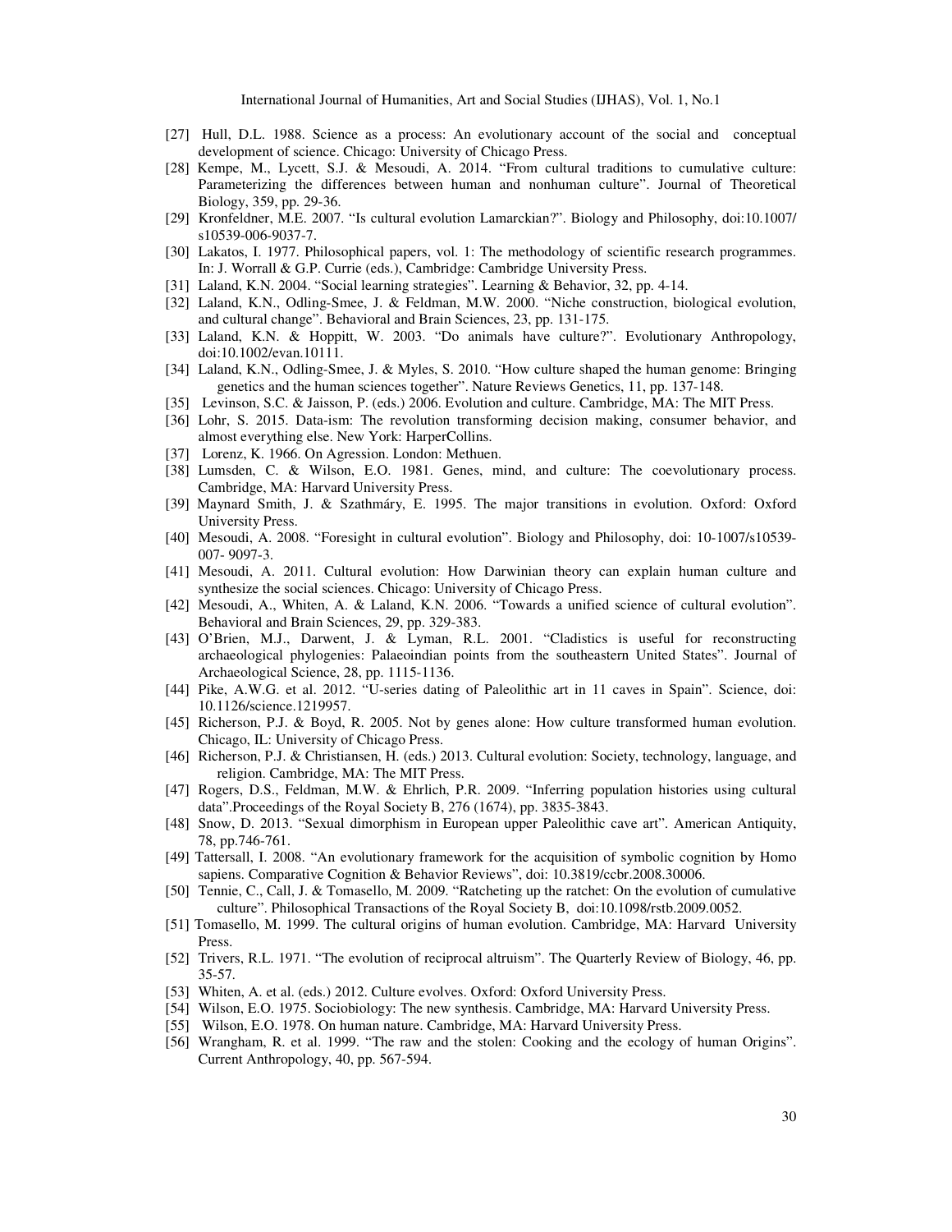[27] Hull, D.L. 1988. Science as a process: An evolutionary account of the social and conceptual development of science. Chicago: University of Chicago Press.

[28] Kempe, M., Lycett, S.J. & Mesoudi, A. 2014. "From cultural traditions to cumulative culture: Parameterizing the differences between human and nonhuman culture". Journal of Theoretical Biology, 359, pp. 29-36.

[29] Kronfeldner, M.E. 2007. "Is cultural evolution Lamarckian?". Biology and Philosophy, doi:10.1007/s10539-006-9037-7.

[30] Lakatos, I. 1977. Philosophical papers, vol. 1: The methodology of scientific research programmes. In: J. Worrall & G.P. Currie (eds.), Cambridge: Cambridge University Press.

[31] Laland, K.N. 2004. "Social learning strategies". Learning & Behavior, 32, pp. 4-14.

[32] Laland, K.N., Odling-Smee, J. & Feldman, M.W. 2000. "Niche construction, biological evolution, and cultural change". Behavioral and Brain Sciences, 23, pp. 131-175.

[33] Laland, K.N. & Hoppitt, W. 2003. "Do animals have culture?". Evolutionary Anthropology, doi:10.1002/evan.10111.

[34] Laland, K.N., Odling-Smee, J. & Myles, S. 2010. "How culture shaped the human genome: Bringing genetics and the human sciences together". Nature Reviews Genetics, 11, pp. 137-148.

[35] Levinson, S.C. & Jaisson, P. (eds.) 2006. Evolution and culture. Cambridge, MA: The MIT Press.

[36] Lohr, S. 2015. Data-ism: The revolution transforming decision making, consumer behavior, and almost everything else. New York: HarperCollins.

[37] Lorenz, K. 1966. On Agression. London: Methuen.

[38] Lumsden, C. & Wilson, E.O. 1981. Genes, mind, and culture: The coevolutionary process. Cambridge, MA: Harvard University Press.

[39] Maynard Smith, J. & Szathmáry, E. 1995. The major transitions in evolution. Oxford: Oxford University Press.

[40] Mesoudi, A. 2008. "Foresight in cultural evolution". Biology and Philosophy, doi: 10-1007/s10539-007- 9097-3.

[41] Mesoudi, A. 2011. Cultural evolution: How Darwinian theory can explain human culture and synthesize the social sciences. Chicago: University of Chicago Press.

[42] Mesoudi, A., Whiten, A. & Laland, K.N. 2006. "Towards a unified science of cultural evolution". Behavioral and Brain Sciences, 29, pp. 329-383.

[43] O'Brien, M.J., Darwent, J. & Lyman, R.L. 2001. "Cladistics is useful for reconstructing archaeological phylogenies: Palaeoindian points from the southeastern United States". Journal of Archaeological Science, 28, pp. 1115-1136.

[44] Pike, A.W.G. et al. 2012. "U-series dating of Paleolithic art in 11 caves in Spain". Science, doi: 10.1126/science.1219957.

[45] Richerson, P.J. & Boyd, R. 2005. Not by genes alone: How culture transformed human evolution. Chicago, IL: University of Chicago Press.

[46] Richerson, P.J. & Christiansen, H. (eds.) 2013. Cultural evolution: Society, technology, language, and religion. Cambridge, MA: The MIT Press.

[47] Rogers, D.S., Feldman, M.W. & Ehrlich, P.R. 2009. "Inferring population histories using cultural data".Proceedings of the Royal Society B, 276 (1674), pp. 3835-3843.

[48] Snow, D. 2013. "Sexual dimorphism in European upper Paleolithic cave art". American Antiquity, 78, pp.746-761.

[49] Tattersall, I. 2008. "An evolutionary framework for the acquisition of symbolic cognition by Homo sapiens. Comparative Cognition & Behavior Reviews", doi: 10.3819/ccbr.2008.30006.

[50] Tennie, C., Call, J. & Tomasello, M. 2009. "Ratcheting up the ratchet: On the evolution of cumulative culture". Philosophical Transactions of the Royal Society B, doi:10.1098/rstb.2009.0052.

[51] Tomasello, M. 1999. The cultural origins of human evolution. Cambridge, MA: Harvard University Press.

[52] Trivers, R.L. 1971. "The evolution of reciprocal altruism". The Quarterly Review of Biology, 46, pp. 35-57.

[53] Whiten, A. et al. (eds.) 2012. Culture evolves. Oxford: Oxford University Press.

[54] Wilson, E.O. 1975. Sociobiology: The new synthesis. Cambridge, MA: Harvard University Press.

[55] Wilson, E.O. 1978. On human nature. Cambridge, MA: Harvard University Press.

[56] Wrangham, R. et al. 1999. "The raw and the stolen: Cooking and the ecology of human Origins". Current Anthropology, 40, pp. 567-594.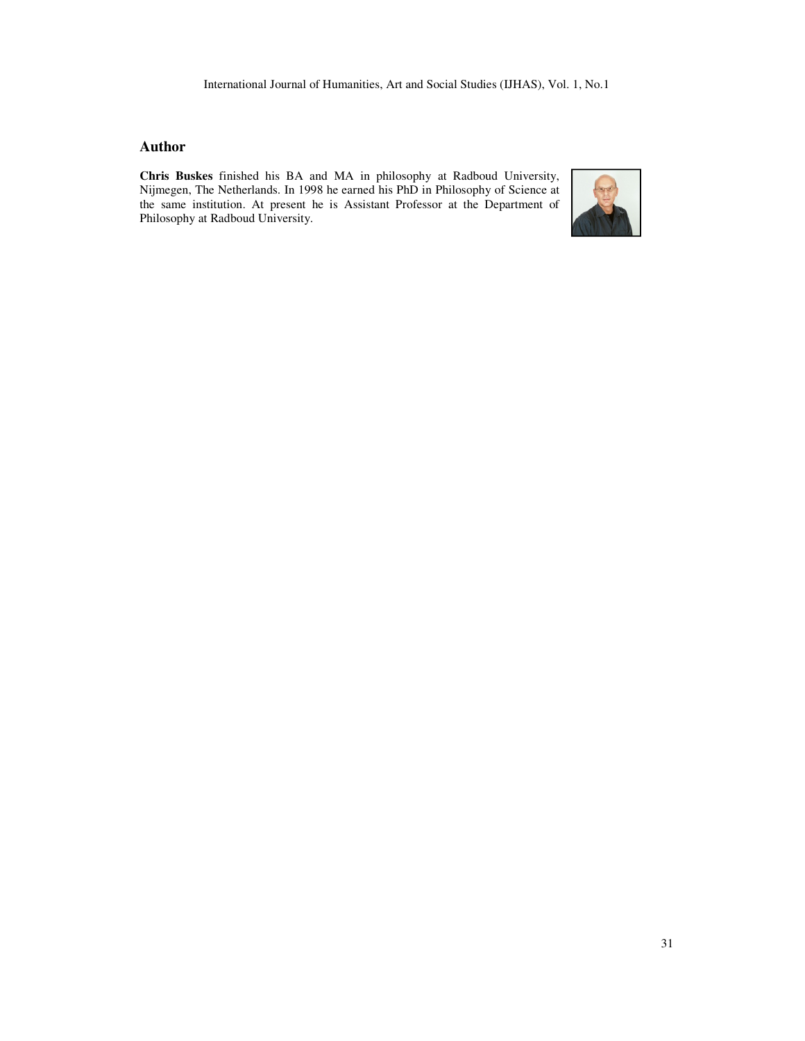## Author

**Chris Buskes** finished his BA and MA in philosophy at Radboud University, Nijmegen, The Netherlands. In 1998 he earned his PhD in Philosophy of Science at the same institution. At present he is Assistant Professor at the Department of Philosophy at Radboud University.